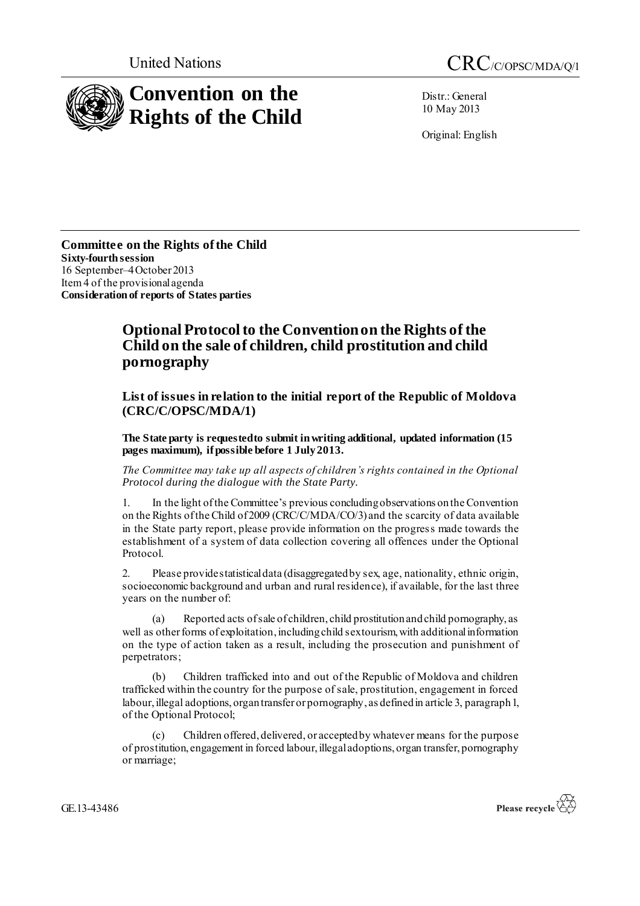United Nations

CRC/C/OPSC/MDA/Q/1

# Convention on the Rights of the Child

Distr.: General
10 May 2013

Original: English

**Committee on the Rights of the Child**
**Sixty-fourth session**
16 September–4 October 2013
Item 4 of the provisional agenda
**Consideration of reports of States parties**

# Optional Protocol to the Convention on the Rights of the Child on the sale of children, child prostitution and child pornography

## List of issues in relation to the initial report of the Republic of Moldova (CRC/C/OPSC/MDA/1)

**The State party is requested to submit in writing additional, updated information (15 pages maximum), if possible before 1 July 2013.**

*The Committee may take up all aspects of children's rights contained in the Optional Protocol during the dialogue with the State Party.*

1. In the light of the Committee's previous concluding observations on the Convention on the Rights of the Child of 2009 (CRC/C/MDA/CO/3) and the scarcity of data available in the State party report, please provide information on the progress made towards the establishment of a system of data collection covering all offences under the Optional Protocol.

2. Please provide statistical data (disaggregated by sex, age, nationality, ethnic origin, socioeconomic background and urban and rural residence), if available, for the last three years on the number of:

(a) Reported acts of sale of children, child prostitution and child pornography, as well as other forms of exploitation, including child sex tourism, with additional information on the type of action taken as a result, including the prosecution and punishment of perpetrators;

(b) Children trafficked into and out of the Republic of Moldova and children trafficked within the country for the purpose of sale, prostitution, engagement in forced labour, illegal adoptions, organ transfer or pornography, as defined in article 3, paragraph 1, of the Optional Protocol;

(c) Children offered, delivered, or accepted by whatever means for the purpose of prostitution, engagement in forced labour, illegal adoptions, organ transfer, pornography or marriage;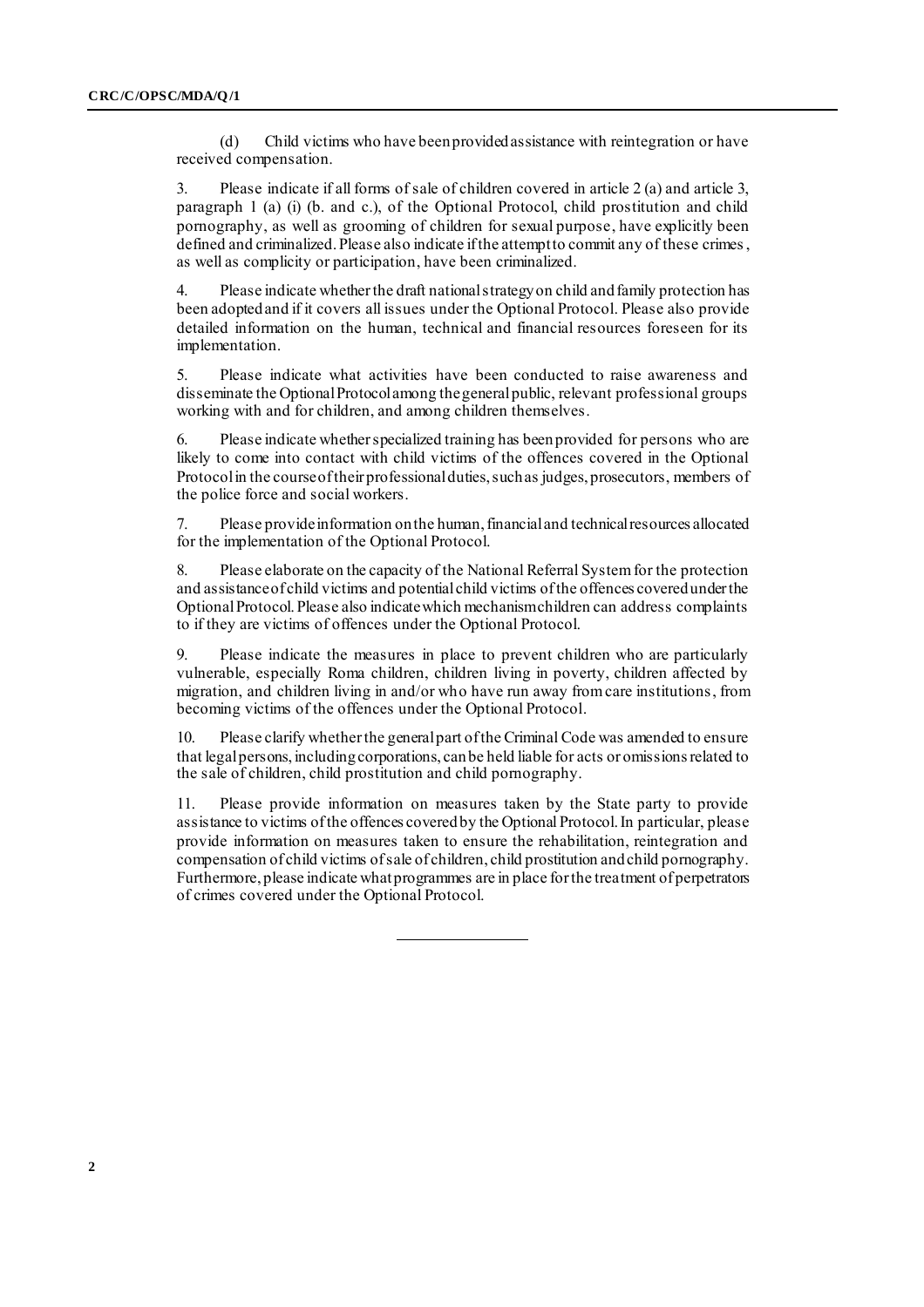(d) Child victims who have been provided assistance with reintegration or have received compensation.

3. Please indicate if all forms of sale of children covered in article 2 (a) and article 3, paragraph 1 (a) (i) (b. and c.), of the Optional Protocol, child prostitution and child pornography, as well as grooming of children for sexual purpose, have explicitly been defined and criminalized. Please also indicate if the attempt to commit any of these crimes, as well as complicity or participation, have been criminalized.

4. Please indicate whether the draft national strategy on child and family protection has been adopted and if it covers all issues under the Optional Protocol. Please also provide detailed information on the human, technical and financial resources foreseen for its implementation.

5. Please indicate what activities have been conducted to raise awareness and disseminate the Optional Protocol among the general public, relevant professional groups working with and for children, and among children themselves.

6. Please indicate whether specialized training has been provided for persons who are likely to come into contact with child victims of the offences covered in the Optional Protocol in the course of their professional duties, such as judges, prosecutors, members of the police force and social workers.

7. Please provide information on the human, financial and technical resources allocated for the implementation of the Optional Protocol.

8. Please elaborate on the capacity of the National Referral System for the protection and assistance of child victims and potential child victims of the offences covered under the Optional Protocol. Please also indicate which mechanism children can address complaints to if they are victims of offences under the Optional Protocol.

9. Please indicate the measures in place to prevent children who are particularly vulnerable, especially Roma children, children living in poverty, children affected by migration, and children living in and/or who have run away from care institutions, from becoming victims of the offences under the Optional Protocol.

10. Please clarify whether the general part of the Criminal Code was amended to ensure that legal persons, including corporations, can be held liable for acts or omissions related to the sale of children, child prostitution and child pornography.

11. Please provide information on measures taken by the State party to provide assistance to victims of the offences covered by the Optional Protocol. In particular, please provide information on measures taken to ensure the rehabilitation, reintegration and compensation of child victims of sale of children, child prostitution and child pornography. Furthermore, please indicate what programmes are in place for the treatment of perpetrators of crimes covered under the Optional Protocol.